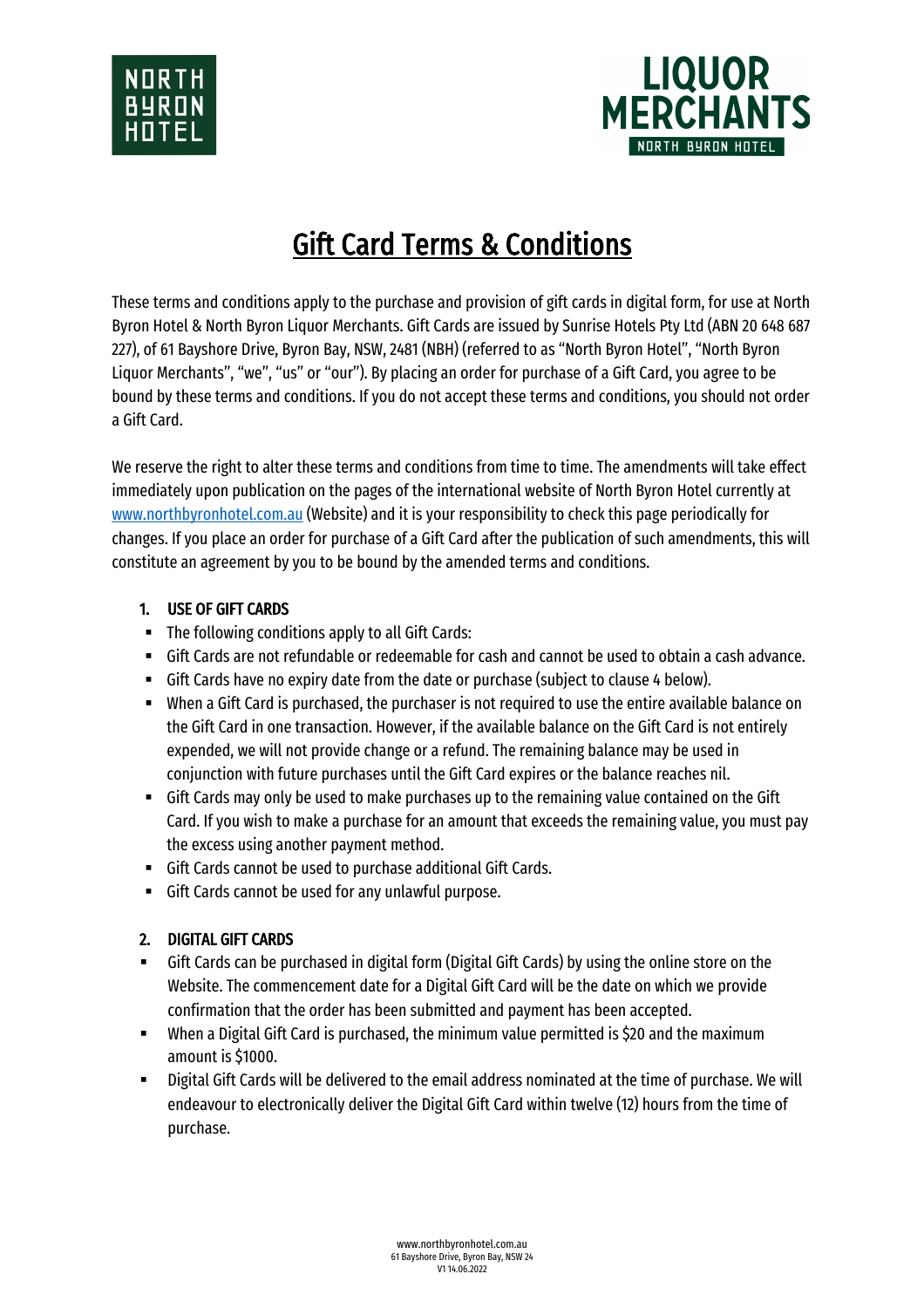# Gift Card Terms & Conditions

These terms and conditions apply to the purchase and provision of gift cards in digital form, for use at North Byron Hotel & North Byron Liquor Merchants. Gift Cards are issued by Sunrise Hotels Pty Ltd (ABN 20 648 687 227), of 61 Bayshore Drive, Byron Bay, NSW, 2481 (NBH) (referred to as "North Byron Hotel", "North Byron Liquor Merchants", "we", "us" or "our"). By placing an order for purchase of a Gift Card, you agree to be bound by these terms and conditions. If you do not accept these terms and conditions, you should not order a Gift Card.

We reserve the right to alter these terms and conditions from time to time. The amendments will take effect immediately upon publication on the pages of the international website of North Byron Hotel currently at www.northbyronhotel.com.au (Website) and it is your responsibility to check this page periodically for changes. If you place an order for purchase of a Gift Card after the publication of such amendments, this will constitute an agreement by you to be bound by the amended terms and conditions.

## 1. USE OF GIFT CARDS

- The following conditions apply to all Gift Cards:
- Gift Cards are not refundable or redeemable for cash and cannot be used to obtain a cash advance.
- Gift Cards have no expiry date from the date or purchase (subject to clause 4 below).
- When a Gift Card is purchased, the purchaser is not required to use the entire available balance on the Gift Card in one transaction. However, if the available balance on the Gift Card is not entirely expended, we will not provide change or a refund. The remaining balance may be used in conjunction with future purchases until the Gift Card expires or the balance reaches nil.
- Gift Cards may only be used to make purchases up to the remaining value contained on the Gift Card. If you wish to make a purchase for an amount that exceeds the remaining value, you must pay the excess using another payment method.
- Gift Cards cannot be used to purchase additional Gift Cards.
- Gift Cards cannot be used for any unlawful purpose.

## 2. DIGITAL GIFT CARDS

- Gift Cards can be purchased in digital form (Digital Gift Cards) by using the online store on the Website. The commencement date for a Digital Gift Card will be the date on which we provide confirmation that the order has been submitted and payment has been accepted.
- When a Digital Gift Card is purchased, the minimum value permitted is $20 and the maximum amount is $1000.
- Digital Gift Cards will be delivered to the email address nominated at the time of purchase. We will endeavour to electronically deliver the Digital Gift Card within twelve (12) hours from the time of purchase.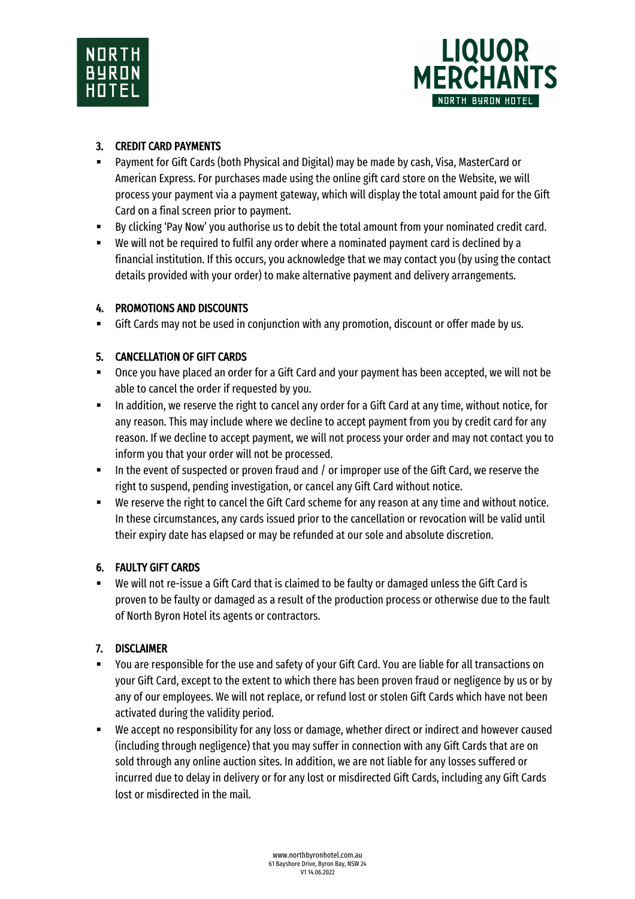## 3. CREDIT CARD PAYMENTS

- Payment for Gift Cards (both Physical and Digital) may be made by cash, Visa, MasterCard or American Express. For purchases made using the online gift card store on the Website, we will process your payment via a payment gateway, which will display the total amount paid for the Gift Card on a final screen prior to payment.
- By clicking 'Pay Now' you authorise us to debit the total amount from your nominated credit card.
- We will not be required to fulfil any order where a nominated payment card is declined by a financial institution. If this occurs, you acknowledge that we may contact you (by using the contact details provided with your order) to make alternative payment and delivery arrangements.

## 4. PROMOTIONS AND DISCOUNTS

- Gift Cards may not be used in conjunction with any promotion, discount or offer made by us.

## 5. CANCELLATION OF GIFT CARDS

- Once you have placed an order for a Gift Card and your payment has been accepted, we will not be able to cancel the order if requested by you.
- In addition, we reserve the right to cancel any order for a Gift Card at any time, without notice, for any reason. This may include where we decline to accept payment from you by credit card for any reason. If we decline to accept payment, we will not process your order and may not contact you to inform you that your order will not be processed.
- In the event of suspected or proven fraud and / or improper use of the Gift Card, we reserve the right to suspend, pending investigation, or cancel any Gift Card without notice.
- We reserve the right to cancel the Gift Card scheme for any reason at any time and without notice. In these circumstances, any cards issued prior to the cancellation or revocation will be valid until their expiry date has elapsed or may be refunded at our sole and absolute discretion.

## 6. FAULTY GIFT CARDS

- We will not re-issue a Gift Card that is claimed to be faulty or damaged unless the Gift Card is proven to be faulty or damaged as a result of the production process or otherwise due to the fault of North Byron Hotel its agents or contractors.

## 7. DISCLAIMER

- You are responsible for the use and safety of your Gift Card. You are liable for all transactions on your Gift Card, except to the extent to which there has been proven fraud or negligence by us or by any of our employees. We will not replace, or refund lost or stolen Gift Cards which have not been activated during the validity period.
- We accept no responsibility for any loss or damage, whether direct or indirect and however caused (including through negligence) that you may suffer in connection with any Gift Cards that are on sold through any online auction sites. In addition, we are not liable for any losses suffered or incurred due to delay in delivery or for any lost or misdirected Gift Cards, including any Gift Cards lost or misdirected in the mail.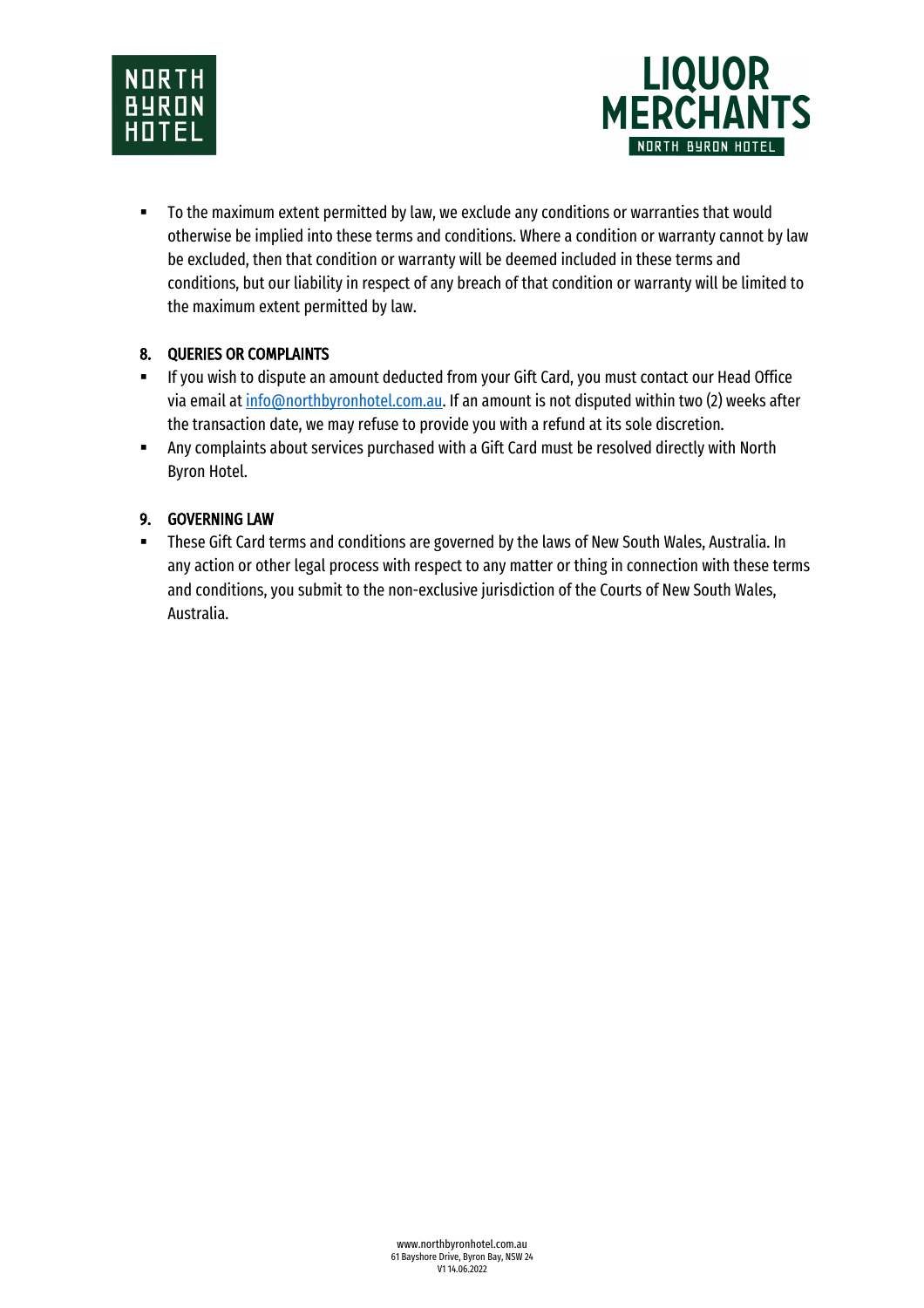- To the maximum extent permitted by law, we exclude any conditions or warranties that would otherwise be implied into these terms and conditions. Where a condition or warranty cannot by law be excluded, then that condition or warranty will be deemed included in these terms and conditions, but our liability in respect of any breach of that condition or warranty will be limited to the maximum extent permitted by law.

## 8. QUERIES OR COMPLAINTS

- If you wish to dispute an amount deducted from your Gift Card, you must contact our Head Office via email at info@northbyronhotel.com.au. If an amount is not disputed within two (2) weeks after the transaction date, we may refuse to provide you with a refund at its sole discretion.
- Any complaints about services purchased with a Gift Card must be resolved directly with North Byron Hotel.

## 9. GOVERNING LAW

- These Gift Card terms and conditions are governed by the laws of New South Wales, Australia. In any action or other legal process with respect to any matter or thing in connection with these terms and conditions, you submit to the non-exclusive jurisdiction of the Courts of New South Wales, Australia.